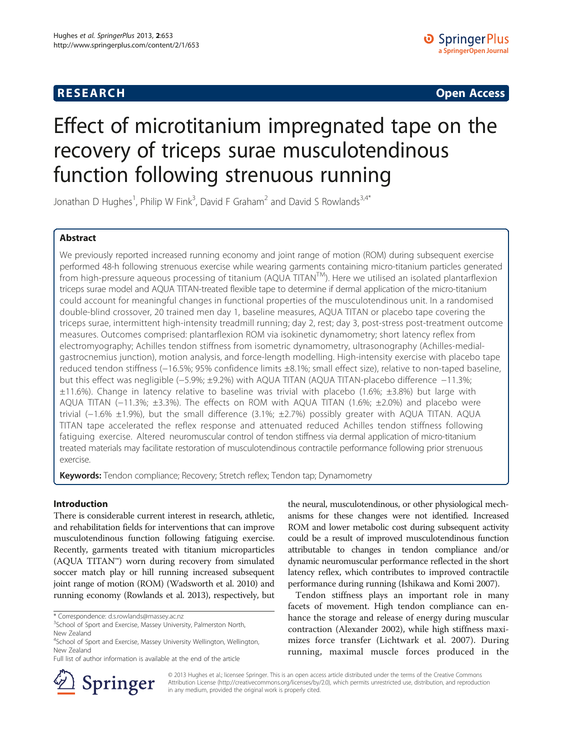**RESEARCH** **Open Access**

# Effect of microtitanium impregnated tape on the recovery of triceps surae musculotendinous function following strenuous running

Jonathan D Hughes[1], Philip W Fink[3], David F Graham[2] and David S Rowlands[3,4*]

## Abstract

We previously reported increased running economy and joint range of motion (ROM) during subsequent exercise performed 48-h following strenuous exercise while wearing garments containing micro-titanium particles generated from high-pressure aqueous processing of titanium (AQUA TITAN$^{TM}$). Here we utilised an isolated plantarflexion triceps surae model and AQUA TITAN-treated flexible tape to determine if dermal application of the micro-titanium could account for meaningful changes in functional properties of the musculotendinous unit. In a randomised double-blind crossover, 20 trained men day 1, baseline measures, AQUA TITAN or placebo tape covering the triceps surae, intermittent high-intensity treadmill running; day 2, rest; day 3, post-stress post-treatment outcome measures. Outcomes comprised: plantarflexion ROM via isokinetic dynamometry; short latency reflex from electromyography; Achilles tendon stiffness from isometric dynamometry, ultrasonography (Achilles-medial-gastrocnemius junction), motion analysis, and force-length modelling. High-intensity exercise with placebo tape reduced tendon stiffness (−16.5%; 95% confidence limits ±8.1%; small effect size), relative to non-taped baseline, but this effect was negligible (−5.9%; ±9.2%) with AQUA TITAN (AQUA TITAN-placebo difference −11.3%; ±11.6%). Change in latency relative to baseline was trivial with placebo (1.6%; ±3.8%) but large with AQUA TITAN (−11.3%; ±3.3%). The effects on ROM with AQUA TITAN (1.6%; ±2.0%) and placebo were trivial (−1.6% ±1.9%), but the small difference (3.1%; ±2.7%) possibly greater with AQUA TITAN. AQUA TITAN tape accelerated the reflex response and attenuated reduced Achilles tendon stiffness following fatiguing exercise. Altered neuromuscular control of tendon stiffness via dermal application of micro-titanium treated materials may facilitate restoration of musculotendinous contractile performance following prior strenuous exercise.

**Keywords:** Tendon compliance; Recovery; Stretch reflex; Tendon tap; Dynamometry

## Introduction

There is considerable current interest in research, athletic, and rehabilitation fields for interventions that can improve musculotendinous function following fatiguing exercise. Recently, garments treated with titanium microparticles (AQUA TITAN™) worn during recovery from simulated soccer match play or hill running increased subsequent joint range of motion (ROM) (Wadsworth et al. 2010) and running economy (Rowlands et al. 2013), respectively, but the neural, musculotendinous, or other physiological mechanisms for these changes were not identified. Increased ROM and lower metabolic cost during subsequent activity could be a result of improved musculotendinous function attributable to changes in tendon compliance and/or dynamic neuromuscular performance reflected in the short latency reflex, which contributes to improved contractile performance during running (Ishikawa and Komi 2007).

Tendon stiffness plays an important role in many facets of movement. High tendon compliance can enhance the storage and release of energy during muscular contraction (Alexander 2002), while high stiffness maximizes force transfer (Lichtwark et al. 2007). During running, maximal muscle forces produced in the

* Correspondence: d.s.rowlands@massey.ac.nz
[3]School of Sport and Exercise, Massey University, Palmerston North, New Zealand
[4]School of Sport and Exercise, Massey University Wellington, Wellington, New Zealand
Full list of author information is available at the end of the article

© 2013 Hughes et al.; licensee Springer. This is an open access article distributed under the terms of the Creative Commons Attribution License (http://creativecommons.org/licenses/by/2.0), which permits unrestricted use, distribution, and reproduction in any medium, provided the original work is properly cited.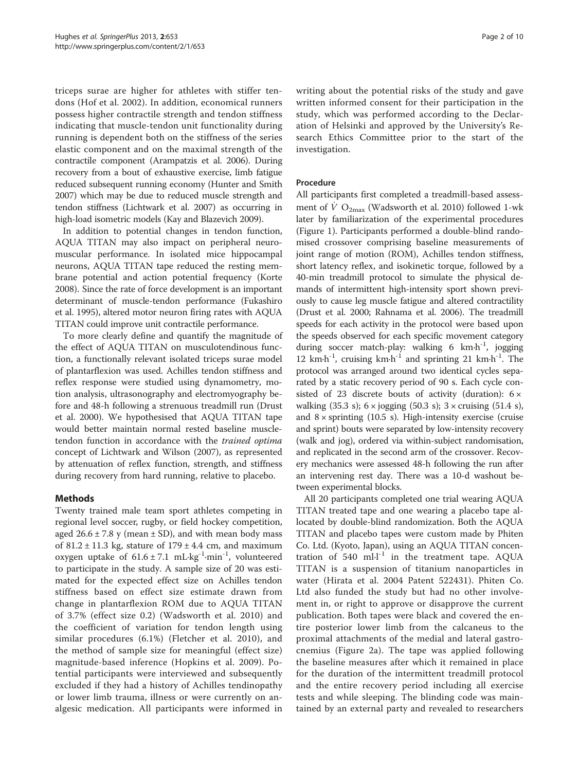triceps surae are higher for athletes with stiffer tendons (Hof et al. 2002). In addition, economical runners possess higher contractile strength and tendon stiffness indicating that muscle-tendon unit functionality during running is dependent both on the stiffness of the series elastic component and on the maximal strength of the contractile component (Arampatzis et al. 2006). During recovery from a bout of exhaustive exercise, limb fatigue reduced subsequent running economy (Hunter and Smith 2007) which may be due to reduced muscle strength and tendon stiffness (Lichtwark et al. 2007) as occurring in high-load isometric models (Kay and Blazevich 2009).

In addition to potential changes in tendon function, AQUA TITAN may also impact on peripheral neuromuscular performance. In isolated mice hippocampal neurons, AQUA TITAN tape reduced the resting membrane potential and action potential frequency (Korte 2008). Since the rate of force development is an important determinant of muscle-tendon performance (Fukashiro et al. 1995), altered motor neuron firing rates with AQUA TITAN could improve unit contractile performance.

To more clearly define and quantify the magnitude of the effect of AQUA TITAN on musculotendinous function, a functionally relevant isolated triceps surae model of plantarflexion was used. Achilles tendon stiffness and reflex response were studied using dynamometry, motion analysis, ultrasonography and electromyography before and 48-h following a strenuous treadmill run (Drust et al. 2000). We hypothesised that AQUA TITAN tape would better maintain normal rested baseline muscle-tendon function in accordance with the *trained optima* concept of Lichtwark and Wilson (2007), as represented by attenuation of reflex function, strength, and stiffness during recovery from hard running, relative to placebo.

## Methods

Twenty trained male team sport athletes competing in regional level soccer, rugby, or field hockey competition, aged $26.6 \pm 7.8$ y (mean ± SD), and with mean body mass of $81.2 \pm 11.3$ kg, stature of $179 \pm 4.4$ cm, and maximum oxygen uptake of $61.6 \pm 7.1$ $mL{\cdot}kg^{-1}{\cdot}min^{-1}$, volunteered to participate in the study. A sample size of 20 was estimated for the expected effect size on Achilles tendon stiffness based on effect size estimate drawn from change in plantarflexion ROM due to AQUA TITAN of 3.7% (effect size 0.2) (Wadsworth et al. 2010) and the coefficient of variation for tendon length using similar procedures (6.1%) (Fletcher et al. 2010), and the method of sample size for meaningful (effect size) magnitude-based inference (Hopkins et al. 2009). Potential participants were interviewed and subsequently excluded if they had a history of Achilles tendinopathy or lower limb trauma, illness or were currently on analgesic medication. All participants were informed in writing about the potential risks of the study and gave written informed consent for their participation in the study, which was performed according to the Declaration of Helsinki and approved by the University's Research Ethics Committee prior to the start of the investigation.

### Procedure

All participants first completed a treadmill-based assessment of $\dot{V}\ O_{2max}$ (Wadsworth et al. 2010) followed 1-wk later by familiarization of the experimental procedures (Figure 1). Participants performed a double-blind randomised crossover comprising baseline measurements of joint range of motion (ROM), Achilles tendon stiffness, short latency reflex, and isokinetic torque, followed by a 40-min treadmill protocol to simulate the physical demands of intermittent high-intensity sport shown previously to cause leg muscle fatigue and altered contractility (Drust et al. 2000; Rahnama et al. 2006). The treadmill speeds for each activity in the protocol were based upon the speeds observed for each specific movement category during soccer match-play: walking 6 $km{\cdot}h^{-1}$, jogging 12 $km{\cdot}h^{-1}$, cruising $km{\cdot}h^{-1}$ and sprinting 21 $km{\cdot}h^{-1}$. The protocol was arranged around two identical cycles separated by a static recovery period of 90 s. Each cycle consisted of 23 discrete bouts of activity (duration): 6 × walking (35.3 s); 6 × jogging (50.3 s); 3 × cruising (51.4 s), and 8 × sprinting (10.5 s). High-intensity exercise (cruise and sprint) bouts were separated by low-intensity recovery (walk and jog), ordered via within-subject randomisation, and replicated in the second arm of the crossover. Recovery mechanics were assessed 48-h following the run after an intervening rest day. There was a 10-d washout between experimental blocks.

All 20 participants completed one trial wearing AQUA TITAN treated tape and one wearing a placebo tape allocated by double-blind randomization. Both the AQUA TITAN and placebo tapes were custom made by Phiten Co. Ltd. (Kyoto, Japan), using an AQUA TITAN concentration of 540 $ml{\cdot}l^{-1}$ in the treatment tape. AQUA TITAN is a suspension of titanium nanoparticles in water (Hirata et al. 2004 Patent 522431). Phiten Co. Ltd also funded the study but had no other involvement in, or right to approve or disapprove the current publication. Both tapes were black and covered the entire posterior lower limb from the calcaneus to the proximal attachments of the medial and lateral gastrocnemius (Figure 2a). The tape was applied following the baseline measures after which it remained in place for the duration of the intermittent treadmill protocol and the entire recovery period including all exercise tests and while sleeping. The blinding code was maintained by an external party and revealed to researchers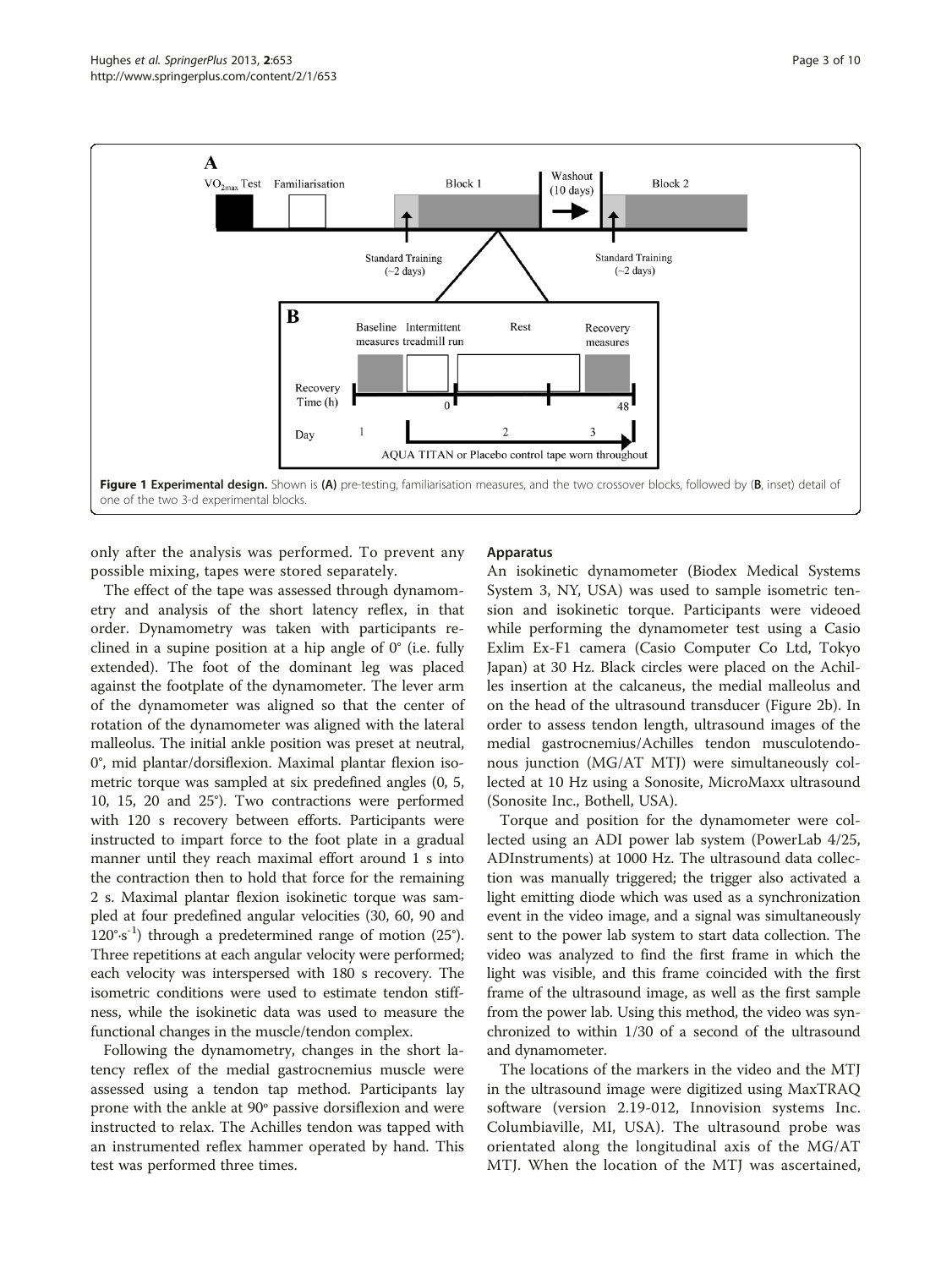Figure 1 Experimental design. Shown is (A) pre-testing, familiarisation measures, and the two crossover blocks, followed by (B, inset) detail of one of the two 3-d experimental blocks.

only after the analysis was performed. To prevent any possible mixing, tapes were stored separately.

The effect of the tape was assessed through dynamometry and analysis of the short latency reflex, in that order. Dynamometry was taken with participants reclined in a supine position at a hip angle of 0° (i.e. fully extended). The foot of the dominant leg was placed against the footplate of the dynamometer. The lever arm of the dynamometer was aligned so that the center of rotation of the dynamometer was aligned with the lateral malleolus. The initial ankle position was preset at neutral, 0°, mid plantar/dorsiflexion. Maximal plantar flexion isometric torque was sampled at six predefined angles (0, 5, 10, 15, 20 and 25°). Two contractions were performed with 120 s recovery between efforts. Participants were instructed to impart force to the foot plate in a gradual manner until they reach maximal effort around 1 s into the contraction then to hold that force for the remaining 2 s. Maximal plantar flexion isokinetic torque was sampled at four predefined angular velocities (30, 60, 90 and $120°{\cdot}s^{-1}$) through a predetermined range of motion (25°). Three repetitions at each angular velocity were performed; each velocity was interspersed with 180 s recovery. The isometric conditions were used to estimate tendon stiffness, while the isokinetic data was used to measure the functional changes in the muscle/tendon complex.

Following the dynamometry, changes in the short latency reflex of the medial gastrocnemius muscle were assessed using a tendon tap method. Participants lay prone with the ankle at 90° passive dorsiflexion and were instructed to relax. The Achilles tendon was tapped with an instrumented reflex hammer operated by hand. This test was performed three times.

## Apparatus

An isokinetic dynamometer (Biodex Medical Systems System 3, NY, USA) was used to sample isometric tension and isokinetic torque. Participants were videoed while performing the dynamometer test using a Casio Exlim Ex-F1 camera (Casio Computer Co Ltd, Tokyo Japan) at 30 Hz. Black circles were placed on the Achilles insertion at the calcaneus, the medial malleolus and on the head of the ultrasound transducer (Figure 2b). In order to assess tendon length, ultrasound images of the medial gastrocnemius/Achilles tendon musculotendonous junction (MG/AT MTJ) were simultaneously collected at 10 Hz using a Sonosite, MicroMaxx ultrasound (Sonosite Inc., Bothell, USA).

Torque and position for the dynamometer were collected using an ADI power lab system (PowerLab 4/25, ADInstruments) at 1000 Hz. The ultrasound data collection was manually triggered; the trigger also activated a light emitting diode which was used as a synchronization event in the video image, and a signal was simultaneously sent to the power lab system to start data collection. The video was analyzed to find the first frame in which the light was visible, and this frame coincided with the first frame of the ultrasound image, as well as the first sample from the power lab. Using this method, the video was synchronized to within 1/30 of a second of the ultrasound and dynamometer.

The locations of the markers in the video and the MTJ in the ultrasound image were digitized using MaxTRAQ software (version 2.19-012, Innovision systems Inc. Columbiaville, MI, USA). The ultrasound probe was orientated along the longitudinal axis of the MG/AT MTJ. When the location of the MTJ was ascertained,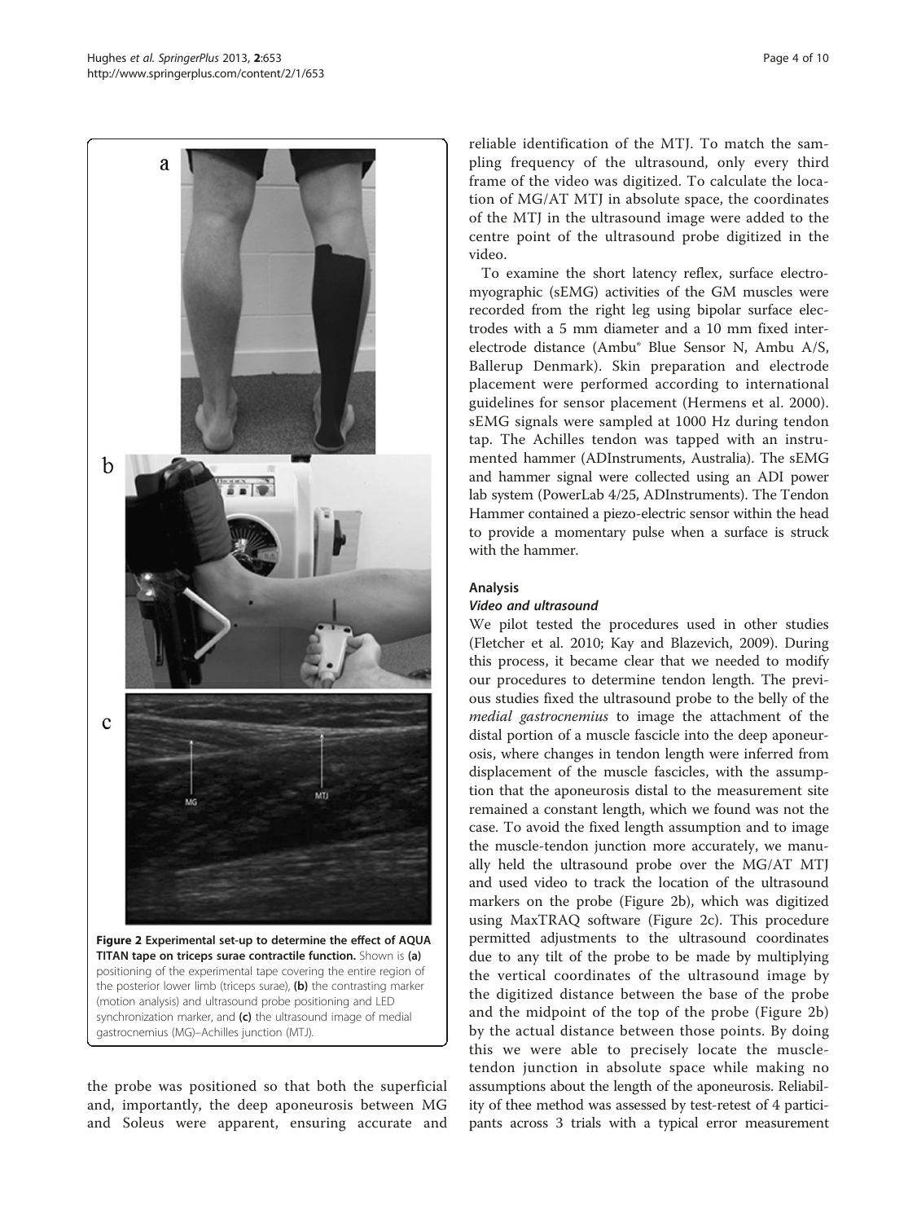Figure 2 Experimental set-up to determine the effect of AQUA TITAN tape on triceps surae contractile function. Shown is (a) positioning of the experimental tape covering the entire region of the posterior lower limb (triceps surae), (b) the contrasting marker (motion analysis) and ultrasound probe positioning and LED synchronization marker, and (c) the ultrasound image of medial gastrocnemius (MG)–Achilles junction (MTJ).

the probe was positioned so that both the superficial and, importantly, the deep aponeurosis between MG and Soleus were apparent, ensuring accurate and reliable identification of the MTJ. To match the sampling frequency of the ultrasound, only every third frame of the video was digitized. To calculate the location of MG/AT MTJ in absolute space, the coordinates of the MTJ in the ultrasound image were added to the centre point of the ultrasound probe digitized in the video.

To examine the short latency reflex, surface electromyographic (sEMG) activities of the GM muscles were recorded from the right leg using bipolar surface electrodes with a 5 mm diameter and a 10 mm fixed interelectrode distance (Ambu® Blue Sensor N, Ambu A/S, Ballerup Denmark). Skin preparation and electrode placement were performed according to international guidelines for sensor placement (Hermens et al. 2000). sEMG signals were sampled at 1000 Hz during tendon tap. The Achilles tendon was tapped with an instrumented hammer (ADInstruments, Australia). The sEMG and hammer signal were collected using an ADI power lab system (PowerLab 4/25, ADInstruments). The Tendon Hammer contained a piezo-electric sensor within the head to provide a momentary pulse when a surface is struck with the hammer.

## Analysis

### *Video and ultrasound*

We pilot tested the procedures used in other studies (Fletcher et al. 2010; Kay and Blazevich, 2009). During this process, it became clear that we needed to modify our procedures to determine tendon length. The previous studies fixed the ultrasound probe to the belly of the *medial gastrocnemius* to image the attachment of the distal portion of a muscle fascicle into the deep aponeurosis, where changes in tendon length were inferred from displacement of the muscle fascicles, with the assumption that the aponeurosis distal to the measurement site remained a constant length, which we found was not the case. To avoid the fixed length assumption and to image the muscle-tendon junction more accurately, we manually held the ultrasound probe over the MG/AT MTJ and used video to track the location of the ultrasound markers on the probe (Figure 2b), which was digitized using MaxTRAQ software (Figure 2c). This procedure permitted adjustments to the ultrasound coordinates due to any tilt of the probe to be made by multiplying the vertical coordinates of the ultrasound image by the digitized distance between the base of the probe and the midpoint of the top of the probe (Figure 2b) by the actual distance between those points. By doing this we were able to precisely locate the muscle-tendon junction in absolute space while making no assumptions about the length of the aponeurosis. Reliability of thee method was assessed by test-retest of 4 participants across 3 trials with a typical error measurement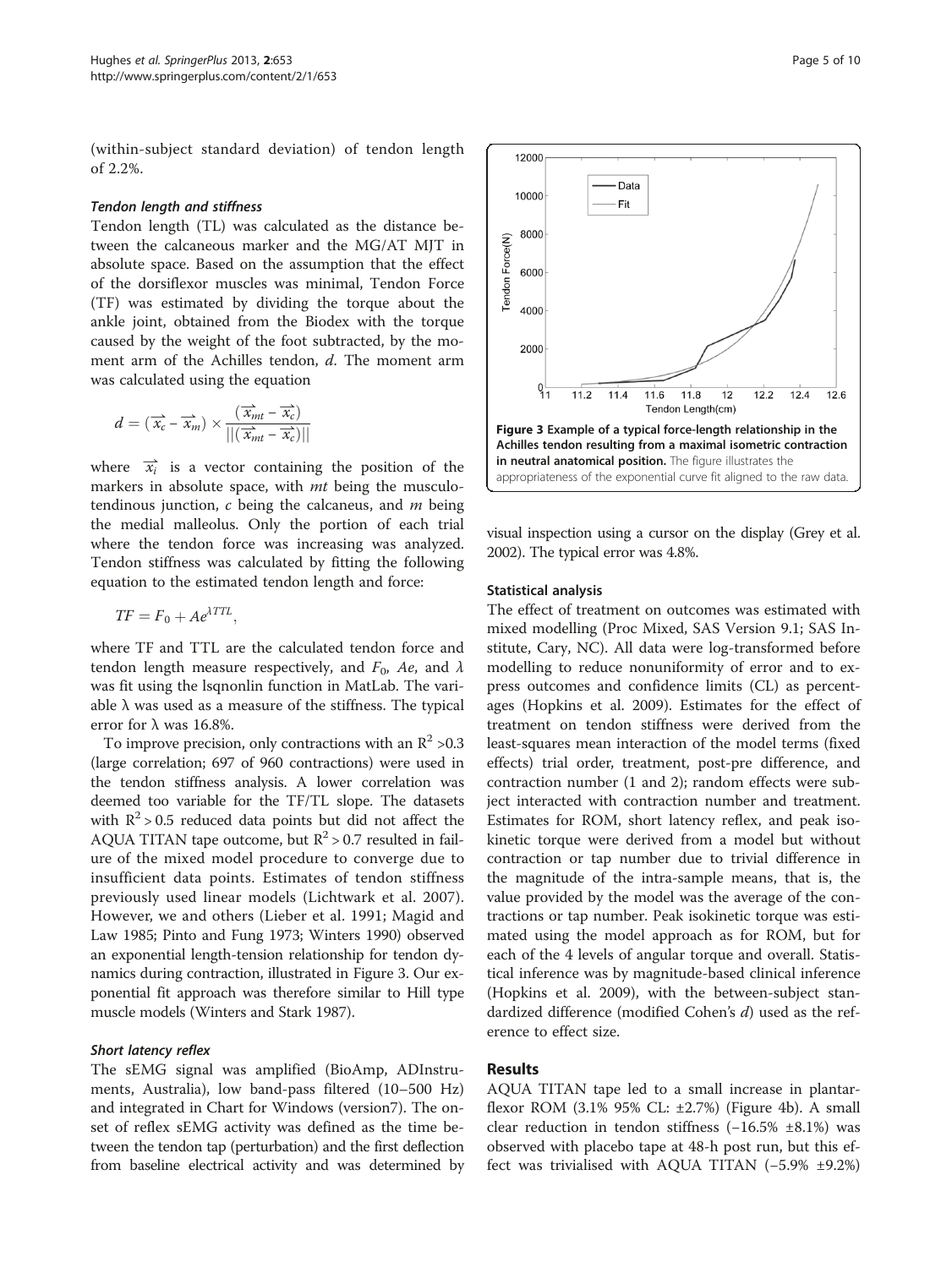(within-subject standard deviation) of tendon length of 2.2%.

#### *Tendon length and stiffness*

Tendon length (TL) was calculated as the distance between the calcaneous marker and the MG/AT MJT in absolute space. Based on the assumption that the effect of the dorsiflexor muscles was minimal, Tendon Force (TF) was estimated by dividing the torque about the ankle joint, obtained from the Biodex with the torque caused by the weight of the foot subtracted, by the moment arm of the Achilles tendon, *d*. The moment arm was calculated using the equation

$$d = (\overrightarrow{x_c} - \overrightarrow{x_m}) \times \frac{(\overrightarrow{x_{mt}} - \overrightarrow{x_c})}{||(\overrightarrow{x_{mt}} - \overrightarrow{x_c})||}$$

where $\overrightarrow{x_i}$ is a vector containing the position of the markers in absolute space, with *mt* being the musculotendinous junction, *c* being the calcaneus, and *m* being the medial malleolus. Only the portion of each trial where the tendon force was increasing was analyzed. Tendon stiffness was calculated by fitting the following equation to the estimated tendon length and force:

$$TF = F_0 + Ae^{\lambda TTL},$$

where TF and TTL are the calculated tendon force and tendon length measure respectively, and $F_0$, $Ae$, and $\lambda$ was fit using the lsqnonlin function in MatLab. The variable λ was used as a measure of the stiffness. The typical error for λ was 16.8%.

To improve precision, only contractions with an $R^2$ >0.3 (large correlation; 697 of 960 contractions) were used in the tendon stiffness analysis. A lower correlation was deemed too variable for the TF/TL slope. The datasets with $R^2 > 0.5$ reduced data points but did not affect the AQUA TITAN tape outcome, but $R^2 > 0.7$ resulted in failure of the mixed model procedure to converge due to insufficient data points. Estimates of tendon stiffness previously used linear models (Lichtwark et al. 2007). However, we and others (Lieber et al. 1991; Magid and Law 1985; Pinto and Fung 1973; Winters 1990) observed an exponential length-tension relationship for tendon dynamics during contraction, illustrated in Figure 3. Our exponential fit approach was therefore similar to Hill type muscle models (Winters and Stark 1987).

**Figure 3 Example of a typical force-length relationship in the Achilles tendon resulting from a maximal isometric contraction in neutral anatomical position.** The figure illustrates the appropriateness of the exponential curve fit aligned to the raw data.

#### *Short latency reflex*

The sEMG signal was amplified (BioAmp, ADInstruments, Australia), low band-pass filtered (10–500 Hz) and integrated in Chart for Windows (version7). The onset of reflex sEMG activity was defined as the time between the tendon tap (perturbation) and the first deflection from baseline electrical activity and was determined by visual inspection using a cursor on the display (Grey et al. 2002). The typical error was 4.8%.

#### Statistical analysis

The effect of treatment on outcomes was estimated with mixed modelling (Proc Mixed, SAS Version 9.1; SAS Institute, Cary, NC). All data were log-transformed before modelling to reduce nonuniformity of error and to express outcomes and confidence limits (CL) as percentages (Hopkins et al. 2009). Estimates for the effect of treatment on tendon stiffness were derived from the least-squares mean interaction of the model terms (fixed effects) trial order, treatment, post-pre difference, and contraction number (1 and 2); random effects were subject interacted with contraction number and treatment. Estimates for ROM, short latency reflex, and peak isokinetic torque were derived from a model but without contraction or tap number due to trivial difference in the magnitude of the intra-sample means, that is, the value provided by the model was the average of the contractions or tap number. Peak isokinetic torque was estimated using the model approach as for ROM, but for each of the 4 levels of angular torque and overall. Statistical inference was by magnitude-based clinical inference (Hopkins et al. 2009), with the between-subject standardized difference (modified Cohen's *d*) used as the reference to effect size.

## Results

AQUA TITAN tape led to a small increase in plantarflexor ROM (3.1% 95% CL: ±2.7%) (Figure 4b). A small clear reduction in tendon stiffness (−16.5% ±8.1%) was observed with placebo tape at 48-h post run, but this effect was trivialised with AQUA TITAN (−5.9% ±9.2%)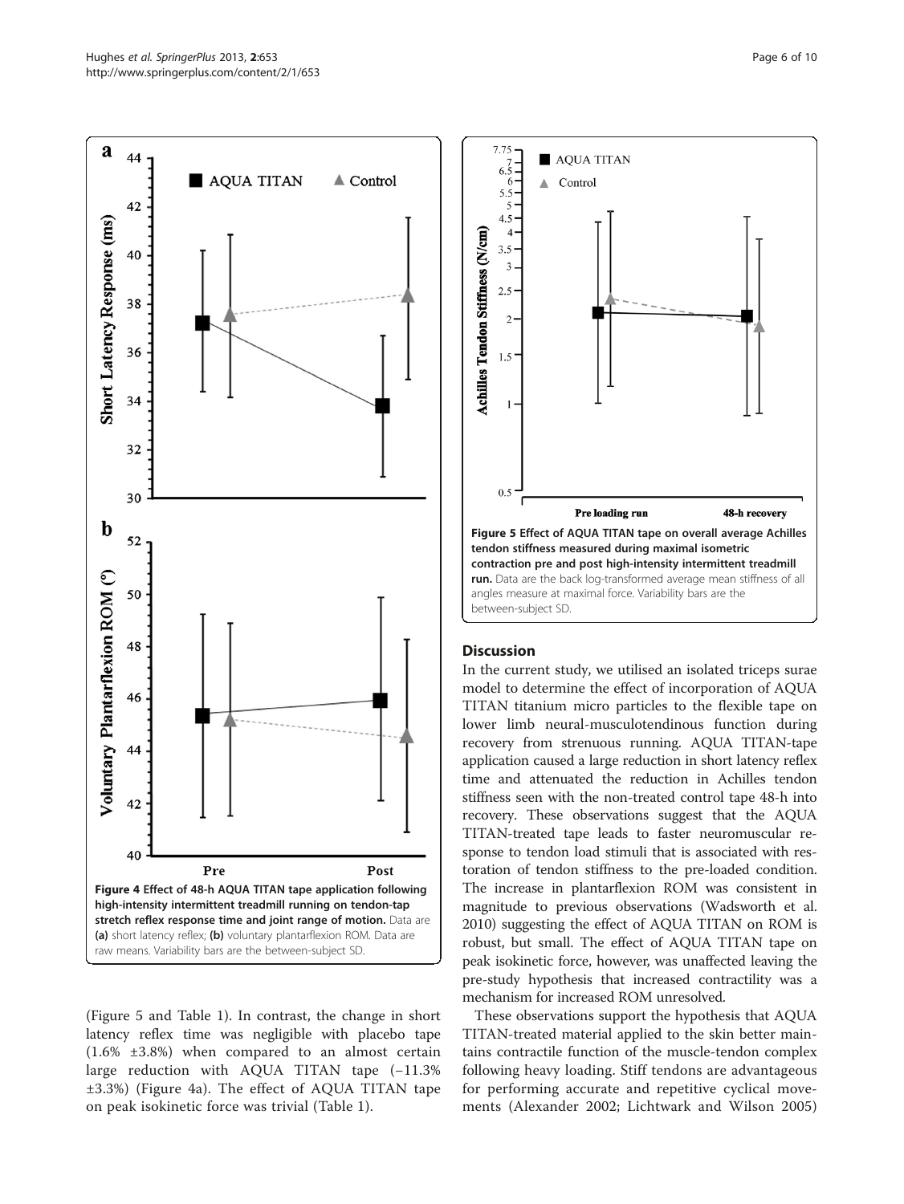**Figure 4 Effect of 48-h AQUA TITAN tape application following high-intensity intermittent treadmill running on tendon-tap stretch reflex response time and joint range of motion.** Data are **(a)** short latency reflex; **(b)** voluntary plantarflexion ROM. Data are raw means. Variability bars are the between-subject SD.

(Figure 5 and Table 1). In contrast, the change in short latency reflex time was negligible with placebo tape (1.6% ±3.8%) when compared to an almost certain large reduction with AQUA TITAN tape (−11.3% ±3.3%) (Figure 4a). The effect of AQUA TITAN tape on peak isokinetic force was trivial (Table 1).

**Figure 5 Effect of AQUA TITAN tape on overall average Achilles tendon stiffness measured during maximal isometric contraction pre and post high-intensity intermittent treadmill run.** Data are the back log-transformed average mean stiffness of all angles measure at maximal force. Variability bars are the between-subject SD.

## Discussion

In the current study, we utilised an isolated triceps surae model to determine the effect of incorporation of AQUA TITAN titanium micro particles to the flexible tape on lower limb neural-musculotendinous function during recovery from strenuous running. AQUA TITAN-tape application caused a large reduction in short latency reflex time and attenuated the reduction in Achilles tendon stiffness seen with the non-treated control tape 48-h into recovery. These observations suggest that the AQUA TITAN-treated tape leads to faster neuromuscular response to tendon load stimuli that is associated with restoration of tendon stiffness to the pre-loaded condition. The increase in plantarflexion ROM was consistent in magnitude to previous observations (Wadsworth et al. 2010) suggesting the effect of AQUA TITAN on ROM is robust, but small. The effect of AQUA TITAN tape on peak isokinetic force, however, was unaffected leaving the pre-study hypothesis that increased contractility was a mechanism for increased ROM unresolved.

These observations support the hypothesis that AQUA TITAN-treated material applied to the skin better maintains contractile function of the muscle-tendon complex following heavy loading. Stiff tendons are advantageous for performing accurate and repetitive cyclical movements (Alexander 2002; Lichtwark and Wilson 2005)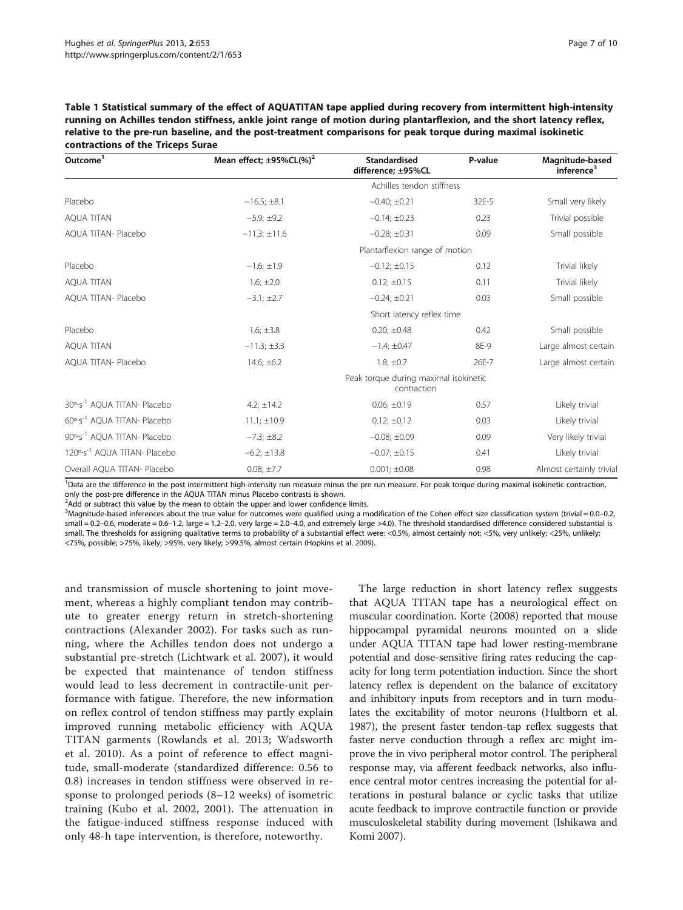**Table 1 Statistical summary of the effect of AQUATITAN tape applied during recovery from intermittent high-intensity running on Achilles tendon stiffness, ankle joint range of motion during plantarflexion, and the short latency reflex, relative to the pre-run baseline, and the post-treatment comparisons for peak torque during maximal isokinetic contractions of the Triceps Surae**

| Outcome[1] | Mean effect; ±95%CL(%)[2] | Standardised difference; ±95%CL | P-value | Magnitude-based inference[3] |
|---|---|---|---|---|
| | | Achilles tendon stiffness | | |
| Placebo | −16.5; ±8.1 | −0.40; ±0.21 | 32E-5 | Small very likely |
| AQUA TITAN | −5.9; ±9.2 | −0.14; ±0.23 | 0.23 | Trivial possible |
| AQUA TITAN- Placebo | −11.3; ±11.6 | −0.28; ±0.31 | 0.09 | Small possible |
| | | Plantarflexion range of motion | | |
| Placebo | −1.6; ±1.9 | −0.12; ±0.15 | 0.12 | Trivial likely |
| AQUA TITAN | 1.6; ±2.0 | 0.12; ±0.15 | 0.11 | Trivial likely |
| AQUA TITAN- Placebo | −3.1; ±2.7 | −0.24; ±0.21 | 0.03 | Small possible |
| | | Short latency reflex time | | |
| Placebo | 1.6; ±3.8 | 0.20; ±0.48 | 0.42 | Small possible |
| AQUA TITAN | −11.3; ±3.3 | −1.4; ±0.47 | 8E-9 | Large almost certain |
| AQUA TITAN- Placebo | 14.6; ±6.2 | 1.8; ±0.7 | 26E-7 | Large almost certain |
| | | Peak torque during maximal isokinetic contraction | | |
| 30°·s$^{-1}$ AQUA TITAN- Placebo | 4.2; ±14.2 | 0.06; ±0.19 | 0.57 | Likely trivial |
| 60°·s$^{-1}$ AQUA TITAN- Placebo | 11.1; ±10.9 | 0.12; ±0.12 | 0.03 | Likely trivial |
| 90°·s$^{-1}$ AQUA TITAN- Placebo | −7.3; ±8.2 | −0.08; ±0.09 | 0.09 | Very likely trivial |
| 120°·s$^{-1}$ AQUA TITAN- Placebo | −6.2; ±13.8 | −0.07; ±0.15 | 0.41 | Likely trivial |
| Overall AQUA TITAN- Placebo | 0.08; ±7.7 | 0.001; ±0.08 | 0.98 | Almost certainly trivial |

[1]Data are the difference in the post intermittent high-intensity run measure minus the pre run measure. For peak torque during maximal isokinetic contraction, only the post-pre difference in the AQUA TITAN minus Placebo contrasts is shown.
[2]Add or subtract this value by the mean to obtain the upper and lower confidence limits.
[3]Magnitude-based inferences about the true value for outcomes were qualified using a modification of the Cohen effect size classification system (trivial = 0.0–0.2, small = 0.2–0.6, moderate = 0.6–1.2, large = 1.2–2.0, very large = 2.0–4.0, and extremely large >4.0). The threshold standardised difference considered substantial is small. The thresholds for assigning qualitative terms to probability of a substantial effect were: <0.5%, almost certainly not; <5%, very unlikely; <25%, unlikely; <75%, possible; >75%, likely; >95%, very likely; >99.5%, almost certain (Hopkins et al. 2009).

and transmission of muscle shortening to joint movement, whereas a highly compliant tendon may contribute to greater energy return in stretch-shortening contractions (Alexander 2002). For tasks such as running, where the Achilles tendon does not undergo a substantial pre-stretch (Lichtwark et al. 2007), it would be expected that maintenance of tendon stiffness would lead to less decrement in contractile-unit performance with fatigue. Therefore, the new information on reflex control of tendon stiffness may partly explain improved running metabolic efficiency with AQUA TITAN garments (Rowlands et al. 2013; Wadsworth et al. 2010). As a point of reference to effect magnitude, small-moderate (standardized difference: 0.56 to 0.8) increases in tendon stiffness were observed in response to prolonged periods (8–12 weeks) of isometric training (Kubo et al. 2002, 2001). The attenuation in the fatigue-induced stiffness response induced with only 48-h tape intervention, is therefore, noteworthy.

The large reduction in short latency reflex suggests that AQUA TITAN tape has a neurological effect on muscular coordination. Korte (2008) reported that mouse hippocampal pyramidal neurons mounted on a slide under AQUA TITAN tape had lower resting-membrane potential and dose-sensitive firing rates reducing the capacity for long term potentiation induction. Since the short latency reflex is dependent on the balance of excitatory and inhibitory inputs from receptors and in turn modulates the excitability of motor neurons (Hultborn et al. 1987), the present faster tendon-tap reflex suggests that faster nerve conduction through a reflex arc might improve the in vivo peripheral motor control. The peripheral response may, via afferent feedback networks, also influence central motor centres increasing the potential for alterations in postural balance or cyclic tasks that utilize acute feedback to improve contractile function or provide musculoskeletal stability during movement (Ishikawa and Komi 2007).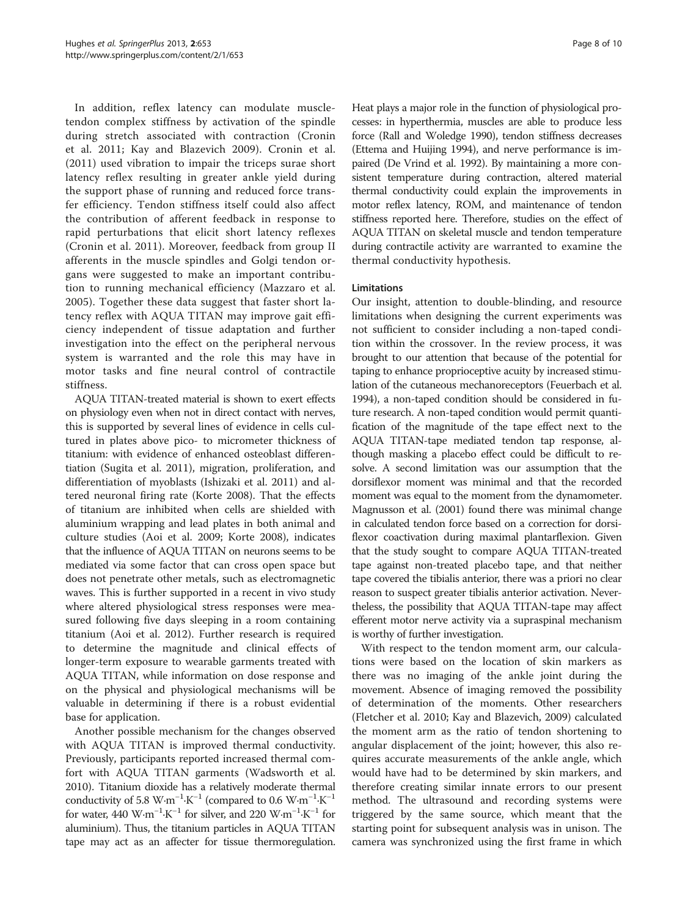In addition, reflex latency can modulate muscle-tendon complex stiffness by activation of the spindle during stretch associated with contraction (Cronin et al. 2011; Kay and Blazevich 2009). Cronin et al. (2011) used vibration to impair the triceps surae short latency reflex resulting in greater ankle yield during the support phase of running and reduced force transfer efficiency. Tendon stiffness itself could also affect the contribution of afferent feedback in response to rapid perturbations that elicit short latency reflexes (Cronin et al. 2011). Moreover, feedback from group II afferents in the muscle spindles and Golgi tendon organs were suggested to make an important contribution to running mechanical efficiency (Mazzaro et al. 2005). Together these data suggest that faster short latency reflex with AQUA TITAN may improve gait efficiency independent of tissue adaptation and further investigation into the effect on the peripheral nervous system is warranted and the role this may have in motor tasks and fine neural control of contractile stiffness.

AQUA TITAN-treated material is shown to exert effects on physiology even when not in direct contact with nerves, this is supported by several lines of evidence in cells cultured in plates above pico- to micrometer thickness of titanium: with evidence of enhanced osteoblast differentiation (Sugita et al. 2011), migration, proliferation, and differentiation of myoblasts (Ishizaki et al. 2011) and altered neuronal firing rate (Korte 2008). That the effects of titanium are inhibited when cells are shielded with aluminium wrapping and lead plates in both animal and culture studies (Aoi et al. 2009; Korte 2008), indicates that the influence of AQUA TITAN on neurons seems to be mediated via some factor that can cross open space but does not penetrate other metals, such as electromagnetic waves. This is further supported in a recent in vivo study where altered physiological stress responses were measured following five days sleeping in a room containing titanium (Aoi et al. 2012). Further research is required to determine the magnitude and clinical effects of longer-term exposure to wearable garments treated with AQUA TITAN, while information on dose response and on the physical and physiological mechanisms will be valuable in determining if there is a robust evidential base for application.

Another possible mechanism for the changes observed with AQUA TITAN is improved thermal conductivity. Previously, participants reported increased thermal comfort with AQUA TITAN garments (Wadsworth et al. 2010). Titanium dioxide has a relatively moderate thermal conductivity of 5.8 $W{\cdot}m^{-1}{\cdot}K^{-1}$ (compared to 0.6 $W{\cdot}m^{-1}{\cdot}K^{-1}$ for water, 440 $W{\cdot}m^{-1}{\cdot}K^{-1}$ for silver, and 220 $W{\cdot}m^{-1}{\cdot}K^{-1}$ for aluminium). Thus, the titanium particles in AQUA TITAN tape may act as an affecter for tissue thermoregulation. Heat plays a major role in the function of physiological processes: in hyperthermia, muscles are able to produce less force (Rall and Woledge 1990), tendon stiffness decreases (Ettema and Huijing 1994), and nerve performance is impaired (De Vrind et al. 1992). By maintaining a more consistent temperature during contraction, altered material thermal conductivity could explain the improvements in motor reflex latency, ROM, and maintenance of tendon stiffness reported here. Therefore, studies on the effect of AQUA TITAN on skeletal muscle and tendon temperature during contractile activity are warranted to examine the thermal conductivity hypothesis.

### Limitations

Our insight, attention to double-blinding, and resource limitations when designing the current experiments was not sufficient to consider including a non-taped condition within the crossover. In the review process, it was brought to our attention that because of the potential for taping to enhance proprioceptive acuity by increased stimulation of the cutaneous mechanoreceptors (Feuerbach et al. 1994), a non-taped condition should be considered in future research. A non-taped condition would permit quantification of the magnitude of the tape effect next to the AQUA TITAN-tape mediated tendon tap response, although masking a placebo effect could be difficult to resolve. A second limitation was our assumption that the dorsiflexor moment was minimal and that the recorded moment was equal to the moment from the dynamometer. Magnusson et al. (2001) found there was minimal change in calculated tendon force based on a correction for dorsiflexor coactivation during maximal plantarflexion. Given that the study sought to compare AQUA TITAN-treated tape against non-treated placebo tape, and that neither tape covered the tibialis anterior, there was a priori no clear reason to suspect greater tibialis anterior activation. Nevertheless, the possibility that AQUA TITAN-tape may affect efferent motor nerve activity via a supraspinal mechanism is worthy of further investigation.

With respect to the tendon moment arm, our calculations were based on the location of skin markers as there was no imaging of the ankle joint during the movement. Absence of imaging removed the possibility of determination of the moments. Other researchers (Fletcher et al. 2010; Kay and Blazevich, 2009) calculated the moment arm as the ratio of tendon shortening to angular displacement of the joint; however, this also requires accurate measurements of the ankle angle, which would have had to be determined by skin markers, and therefore creating similar innate errors to our present method. The ultrasound and recording systems were triggered by the same source, which meant that the starting point for subsequent analysis was in unison. The camera was synchronized using the first frame in which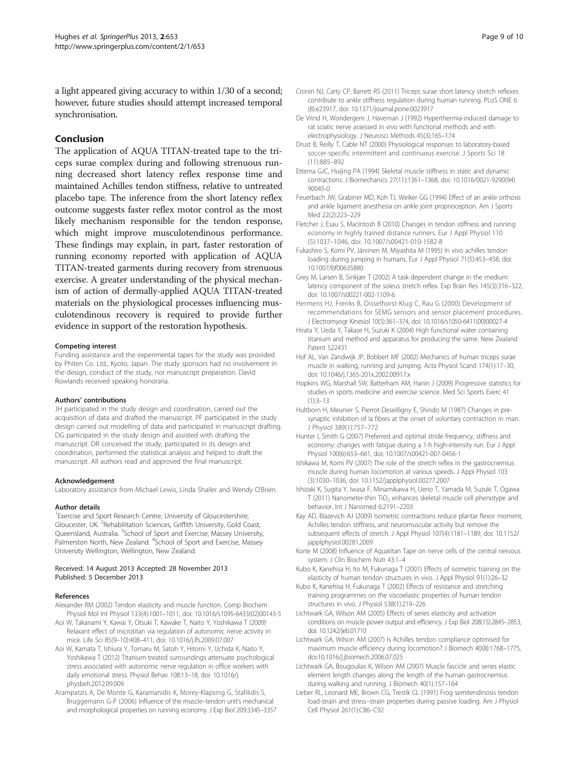a light appeared giving accuracy to within 1/30 of a second; however, future studies should attempt increased temporal synchronisation.

## Conclusion

The application of AQUA TITAN-treated tape to the triceps surae complex during and following strenuous running decreased short latency reflex response time and maintained Achilles tendon stiffness, relative to untreated placebo tape. The inference from the short latency reflex outcome suggests faster reflex motor control as the most likely mechanism responsible for the tendon response, which might improve musculotendinous performance. These findings may explain, in part, faster restoration of running economy reported with application of AQUA TITAN-treated garments during recovery from strenuous exercise. A greater understanding of the physical mechanism of action of dermally-applied AQUA TITAN-treated materials on the physiological processes influencing musculotendinous recovery is required to provide further evidence in support of the restoration hypothesis.

#### Competing interest

Funding assistance and the experimental tapes for the study was provided by Phiten Co. Ltd., Kyoto, Japan. The study sponsors had no involvement in the design, conduct of the study, nor manuscript preparation. David Rowlands received speaking honoraria.

#### Authors' contributions

JH participated in the study design and coordination, carried out the acquisition of data and drafted the manuscript. PF participated in the study design carried out modelling of data and participated in manuscript drafting. DG participated in the study design and assisted with drafting the manuscript. DR conceived the study, participated in its design and coordination, performed the statistical analysis and helped to draft the manuscript. All authors read and approved the final manuscript.

#### Acknowledgement

Laboratory assistance from Michael Lewis, Linda Shailer and Wendy O'Brien.

#### Author details

[1]Exercise and Sport Research Centre, University of Gloucestershire, Gloucester, UK. [2]Rehabilitation Sciences, Griffith University, Gold Coast, Queensland, Australia. [3]School of Sport and Exercise, Massey University, Palmerston North, New Zealand. [4]School of Sport and Exercise, Massey University Wellington, Wellington, New Zealand.

Received: 14 August 2013 Accepted: 28 November 2013
Published: 5 December 2013

#### References

Alexander RM (2002) Tendon elasticity and muscle function. Comp Biochem Physiol Mol Int Physiol 133(4):1001–1011, doi: 10.1016/s1095-6433(02)00143-5

Aoi W, Takanami Y, Kawai Y, Otsuki T, Kawake T, Naito Y, Yoshikawa T (2009) Relaxant effect of microtitan via regulation of autonomic nerve activity in mice. Life Sci 85(9–10):408–411, doi: 10.1016/j.lfs.2009.07.007

Aoi W, Kamata T, Ishiura Y, Tomaru M, Satoh Y, Hitomi Y, Uchida K, Naito Y, Yoshikawa T (2012) Titanium-treated surroundings attenuate psychological stress associated with autonomic nerve regulation in office workers with daily emotional stress. Physiol Behav 108:13–18, doi: 10.1016/j.physbeh.2012.09.009

Arampatzis A, De Monte G, Karamanidis K, Morey-Klapsing G, Stafilidis S, Bruggemann G-P (2006) Influence of the muscle–tendon unit's mechanical and morphological properties on running economy. J Exp Biol 209:3345–3357

Cronin NJ, Carty CP, Barrett RS (2011) Triceps surae short latency stretch reflexes contribute to ankle stiffness regulation during human running. PLoS ONE 6 (8):e23917, doi: 10.1371/journal.pone.0023917

De Vrind H, Wondergem J, Haveman J (1992) Hyperthermia-induced damage to rat sciatic nerve assessed in vivo with functional methods and with electrophysiology. J Neurosci Methods 45(3):165–174

Drust B, Reilly T, Cable NT (2000) Physiological responses to laboratory-based soccer-specific intermittent and continuous exercise. J Sports Sci 18 (11):885–892

Ettema GJC, Huijing PA (1994) Skeletal muscle stiffness in static and dynamic contractions. J Biomechanics 27(11):1361–1368, doi: 10.1016/0021-9290(94) 90045-0

Feuerbach JW, Grabiner MD, Koh TJ, Weiker GG (1994) Effect of an ankle orthosis and ankle ligament anesthesia on ankle joint proprioception. Am J Sports Med 22(2):223–229

Fletcher J, Esau S, MacIntosh B (2010) Changes in tendon stiffness and running economy in highly trained distance runners. Eur J Appl Physiol 110 (5):1037–1046, doi: 10.1007/s00421-010-1582-8

Fukashiro S, Komi PV, Järvinen M, Miyashita M (1995) In vivo achilles tendon loading during jumping in humans. Eur J Appl Physiol 71(5):453–458, doi: 10.1007/bf00635880

Grey M, Larsen B, Sinkjær T (2002) A task dependent change in the medium latency component of the soleus stretch reflex. Exp Brain Res 145(3):316–322, doi: 10.1007/s00221-002-1109-6

Hermens HJ, Freriks B, Disselhorst-Klug C, Rau G (2000) Development of recommendations for SEMG sensors and sensor placement procedures. J Electromyogr Kinesiol 10(5):361–374, doi: 10.1016/s1050-6411(00)00027-4

Hirata Y, Ueda Y, Takase H, Suzuki K (2004) High functional water containing titanium and method and apparatus for producing the same. New Zealand Patent 522431

Hof AL, Van Zandwijk JP, Bobbert MF (2002) Mechanics of human triceps surae muscle in walking, running and jumping. Acta Physiol Scand 174(1):17–30, doi: 10.1046/j.1365-201x.2002.00917.x

Hopkins WG, Marshall SW, Batterham AM, Hanin J (2009) Progressive statistics for studies in sports medicine and exercise science. Med Sci Sports Exerc 41 (1):3–13

Hultborn H, Meunier S, Pierrot-Deseilligny E, Shindo M (1987) Changes in presynaptic inhibition of Ia fibres at the onset of voluntary contraction in man. J Physiol 389(1):757–772

Hunter I, Smith G (2007) Preferred and optimal stride frequency, stiffness and economy: changes with fatigue during a 1-h high-intensity run. Eur J Appl Physiol 100(6):653–661, doi: 10.1007/s00421-007-0456-1

Ishikawa M, Komi PV (2007) The role of the stretch reflex in the gastrocnemius muscle during human locomotion at various speeds. J Appl Physiol 103 (3):1030–1036, doi: 10.1152/japplphysiol.00277.2007

Ishizaki K, Sugita Y, Iwasa F, Minamikawa H, Ueno T, Yamada M, Suzuki T, Ogawa T (2011) Nanometer-thin $TiO_2$ enhances skeletal muscle cell phenotype and behavior. Int J Nanomed 6:2191–2203

Kay AD, Blazevich AJ (2009) Isometric contractions reduce plantar flexor moment, Achilles tendon stiffness, and neuromuscular activity but remove the subsequent effects of stretch. J Appl Physiol 107(4):1181–1189, doi: 10.1152/japplphysiol.00281.2009

Korte M (2008) Influence of Aquatitan Tape on nerve cells of the central nervous system. J Clin Biochem Nutr 43:1–4

Kubo K, Kanehisa H, Ito M, Fukunaga T (2001) Effects of isometric training on the elasticity of human tendon structures in vivo. J Appl Physiol 91(1):26–32

Kubo K, Kanehisa H, Fukunaga T (2002) Effects of resistance and stretching training programmes on the viscoelastic properties of human tendon structures in vivo. J Physiol 538(1):219–226

Lichtwark GA, Wilson AM (2005) Effects of series elasticity and activation conditions on muscle power output and efficiency. J Exp Biol 208(15):2845–2853, doi: 10.1242/jeb.01710

Lichtwark GA, Wilson AM (2007) Is Achilles tendon compliance optimised for maximum muscle efficiency during locomotion? J Biomech 40(8):1768–1775, doi:10.1016/j.jbiomech.2006.07.025

Lichtwark GA, Bougoulias K, Wilson AM (2007) Muscle fascicle and series elastic element length changes along the length of the human gastrocnemius during walking and running. J Biomech 40(1):157–164

Lieber RL, Leonard ME, Brown CG, Trestik CL (1991) Frog semitendinosis tendon load-strain and stress–strain properties during passive loading. Am J Physiol Cell Physiol 261(1):C86–C92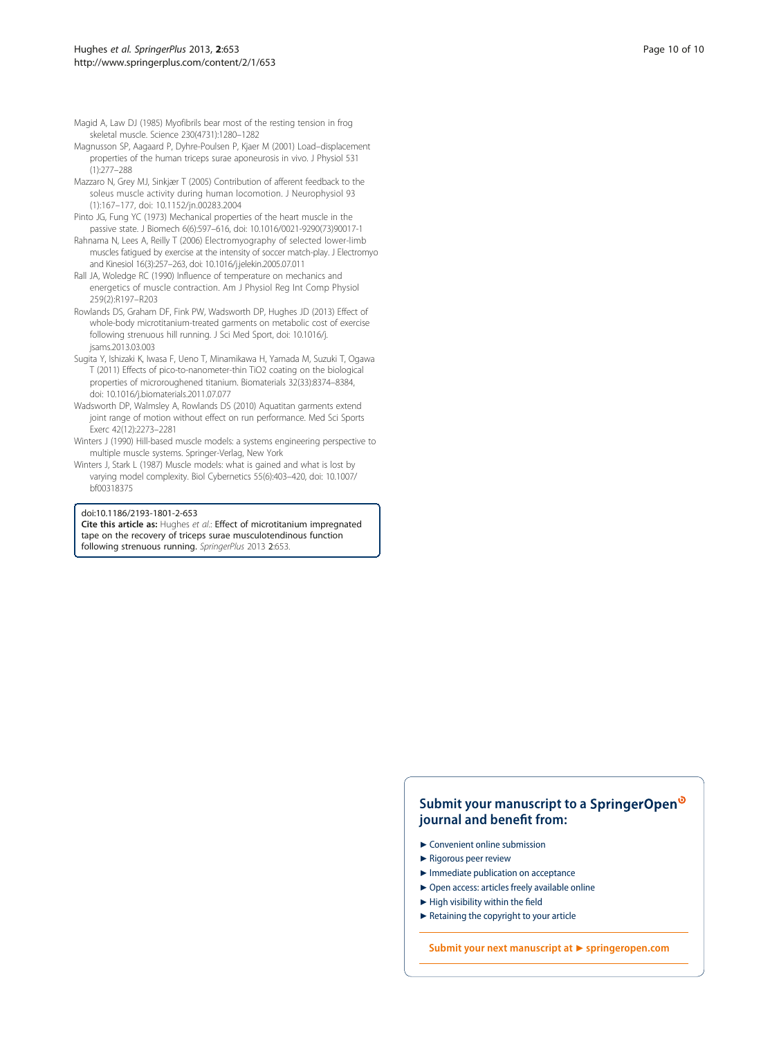Magid A, Law DJ (1985) Myofibrils bear most of the resting tension in frog skeletal muscle. Science 230(4731):1280–1282

Magnusson SP, Aagaard P, Dyhre-Poulsen P, Kjaer M (2001) Load–displacement properties of the human triceps surae aponeurosis in vivo. J Physiol 531 (1):277–288

Mazzaro N, Grey MJ, Sinkjær T (2005) Contribution of afferent feedback to the soleus muscle activity during human locomotion. J Neurophysiol 93 (1):167–177, doi: 10.1152/jn.00283.2004

Pinto JG, Fung YC (1973) Mechanical properties of the heart muscle in the passive state. J Biomech 6(6):597–616, doi: 10.1016/0021-9290(73)90017-1

Rahnama N, Lees A, Reilly T (2006) Electromyography of selected lower-limb muscles fatigued by exercise at the intensity of soccer match-play. J Electromyo and Kinesiol 16(3):257–263, doi: 10.1016/j.jelekin.2005.07.011

Rall JA, Woledge RC (1990) Influence of temperature on mechanics and energetics of muscle contraction. Am J Physiol Reg Int Comp Physiol 259(2):R197–R203

Rowlands DS, Graham DF, Fink PW, Wadsworth DP, Hughes JD (2013) Effect of whole-body microtitanium-treated garments on metabolic cost of exercise following strenuous hill running. J Sci Med Sport, doi: 10.1016/j.jsams.2013.03.003

Sugita Y, Ishizaki K, Iwasa F, Ueno T, Minamikawa H, Yamada M, Suzuki T, Ogawa T (2011) Effects of pico-to-nanometer-thin TiO2 coating on the biological properties of microroughened titanium. Biomaterials 32(33):8374–8384, doi: 10.1016/j.biomaterials.2011.07.077

Wadsworth DP, Walmsley A, Rowlands DS (2010) Aquatitan garments extend joint range of motion without effect on run performance. Med Sci Sports Exerc 42(12):2273–2281

Winters J (1990) Hill-based muscle models: a systems engineering perspective to multiple muscle systems. Springer-Verlag, New York

Winters J, Stark L (1987) Muscle models: what is gained and what is lost by varying model complexity. Biol Cybernetics 55(6):403–420, doi: 10.1007/bf00318375

doi:10.1186/2193-1801-2-653

**Cite this article as:** Hughes *et al.*: Effect of microtitanium impregnated tape on the recovery of triceps surae musculotendinous function following strenuous running. *SpringerPlus* 2013 **2**:653.

**Submit your manuscript to a SpringerOpen journal and benefit from:**

- ► Convenient online submission
- ► Rigorous peer review
- ► Immediate publication on acceptance
- ► Open access: articles freely available online
- ► High visibility within the field
- ► Retaining the copyright to your article

**Submit your next manuscript at ► springeropen.com**